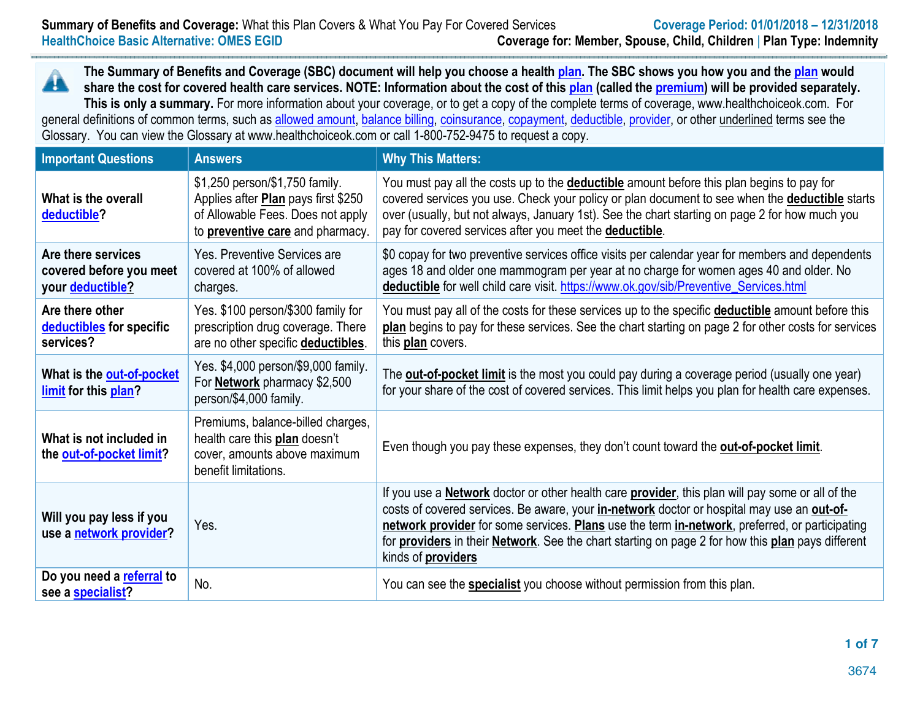**Summary of Benefits and Coverage:** What this Plan Covers & What You Pay For Covered Services

**Coverage Period: 01/01/2018 – 12/31/2018**

**HealthChoice Basic Alternative: OMES EGID**

**Coverage for: Member, Spouse, Child, Children | Plan Type: Indemnity**

**The Summary of Benefits and Coverage (SBC) document will help you choose a health plan. The SBC shows you how you and the plan would share the cost for covered health care services. NOTE: Information about the cost of this plan (called the premium) will be provided separately. This is only a summary.** For more information about your coverage, or to get a copy of the complete terms of coverage, www.healthchoiceok.com. For general definitions of common terms, such as allowed amount, balance billing, coinsurance, copayment, deductible, provider, or other underlined terms see the Glossary. You can view the Glossary at www.healthchoiceok.com or call 1-800-752-9475 to request a copy.

| Important Questions | Answers | Why This Matters: |
|---|---|---|
| **What is the overall deductible?** | $1,250 person/$1,750 family. Applies after **Plan** pays first $250 of Allowable Fees. Does not apply to **preventive care** and pharmacy. | You must pay all the costs up to the **deductible** amount before this plan begins to pay for covered services you use. Check your policy or plan document to see when the **deductible** starts over (usually, but not always, January 1st). See the chart starting on page 2 for how much you pay for covered services after you meet the **deductible**. |
| **Are there services covered before you meet your deductible?** | Yes. Preventive Services are covered at 100% of allowed charges. | $0 copay for two preventive services office visits per calendar year for members and dependents ages 18 and older one mammogram per year at no charge for women ages 40 and older. No **deductible** for well child care visit. https://www.ok.gov/sib/Preventive_Services.html |
| **Are there other deductibles for specific services?** | Yes. $100 person/$300 family for prescription drug coverage. There are no other specific **deductibles**. | You must pay all of the costs for these services up to the specific **deductible** amount before this **plan** begins to pay for these services. See the chart starting on page 2 for other costs for services this **plan** covers. |
| **What is the out-of-pocket limit for this plan?** | Yes. $4,000 person/$9,000 family. For **Network** pharmacy $2,500 person/$4,000 family. | The **out-of-pocket limit** is the most you could pay during a coverage period (usually one year) for your share of the cost of covered services. This limit helps you plan for health care expenses. |
| **What is not included in the out-of-pocket limit?** | Premiums, balance-billed charges, health care this **plan** doesn't cover, amounts above maximum benefit limitations. | Even though you pay these expenses, they don't count toward the **out-of-pocket limit**. |
| **Will you pay less if you use a network provider?** | Yes. | If you use a **Network** doctor or other health care **provider**, this plan will pay some or all of the costs of covered services. Be aware, your **in-network** doctor or hospital may use an **out-of-network provider** for some services. **Plans** use the term **in-network**, preferred, or participating for **providers** in their **Network**. See the chart starting on page 2 for how this **plan** pays different kinds of **providers** |
| **Do you need a referral to see a specialist?** | No. | You can see the **specialist** you choose without permission from this plan. |

3674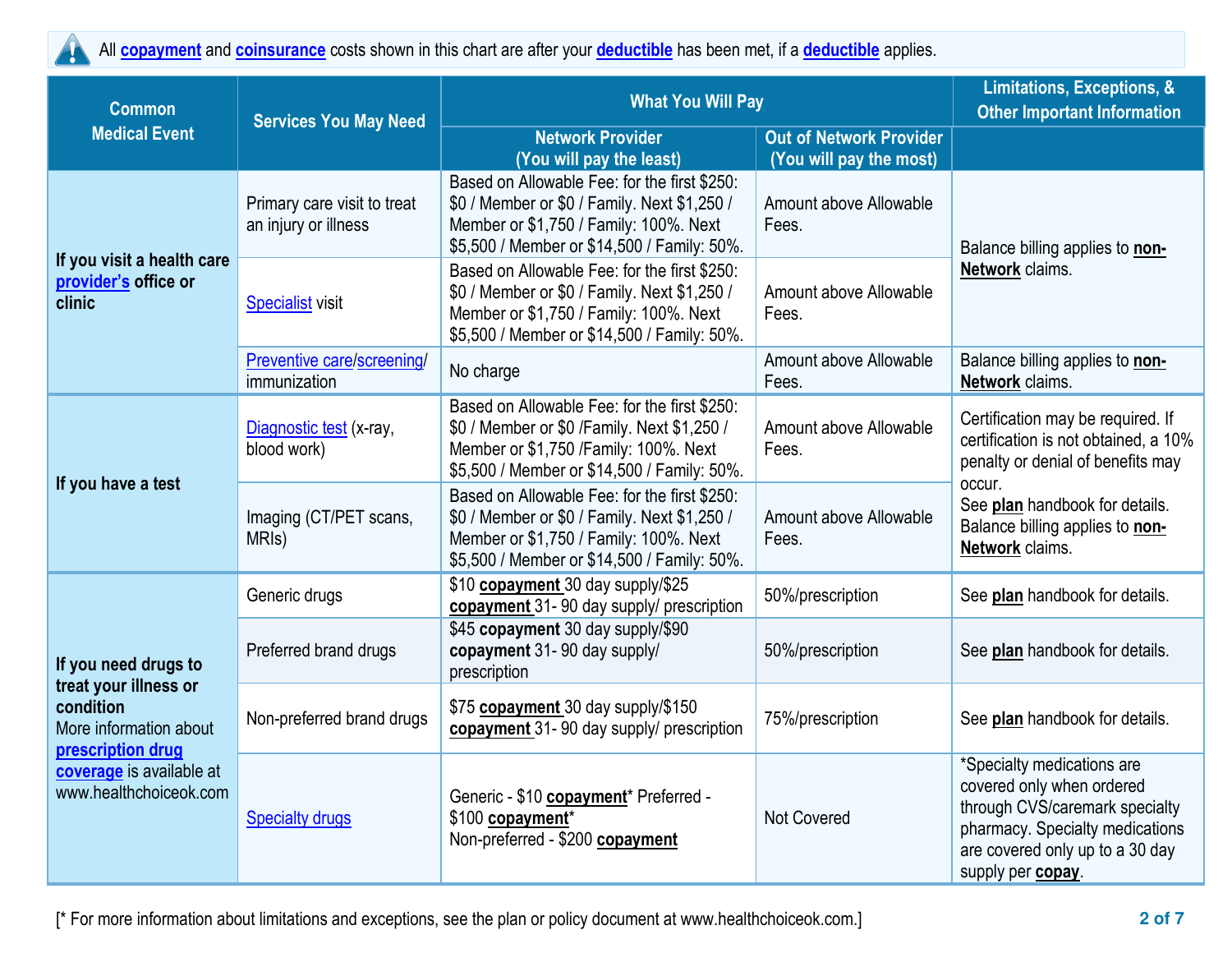All **copayment** and **coinsurance** costs shown in this chart are after your **deductible** has been met, if a **deductible** applies.

| Common Medical Event | Services You May Need | What You Will Pay | | Limitations, Exceptions, & Other Important Information |
|---|---|---|---|---|
| | | Network Provider (You will pay the least) | Out of Network Provider (You will pay the most) | |
| **If you visit a health care provider's office or clinic** | Primary care visit to treat an injury or illness | Based on Allowable Fee: for the first $250: $0 / Member or $0 / Family. Next $1,250 / Member or $1,750 / Family: 100%. Next $5,500 / Member or $14,500 / Family: 50%. | Amount above Allowable Fees. | Balance billing applies to **non-Network** claims. |
| | Specialist visit | Based on Allowable Fee: for the first $250: $0 / Member or $0 / Family. Next $1,250 / Member or $1,750 / Family: 100%. Next $5,500 / Member or $14,500 / Family: 50%. | Amount above Allowable Fees. | |
| | Preventive care/screening/ immunization | No charge | Amount above Allowable Fees. | Balance billing applies to **non-Network** claims. |
| **If you have a test** | Diagnostic test (x-ray, blood work) | Based on Allowable Fee: for the first $250: $0 / Member or $0 /Family. Next $1,250 / Member or $1,750 /Family: 100%. Next $5,500 / Member or $14,500 / Family: 50%. | Amount above Allowable Fees. | Certification may be required. If certification is not obtained, a 10% penalty or denial of benefits may occur. See **plan** handbook for details. Balance billing applies to **non-Network** claims. |
| | Imaging (CT/PET scans, MRIs) | Based on Allowable Fee: for the first $250: $0 / Member or $0 / Family. Next $1,250 / Member or $1,750 / Family: 100%. Next $5,500 / Member or $14,500 / Family: 50%. | Amount above Allowable Fees. | |
| **If you need drugs to treat your illness or condition** More information about **prescription drug coverage** is available at www.healthchoiceok.com | Generic drugs | $10 **copayment** 30 day supply/$25 **copayment** 31- 90 day supply/ prescription | 50%/prescription | See **plan** handbook for details. |
| | Preferred brand drugs | $45 **copayment** 30 day supply/$90 **copayment** 31- 90 day supply/ prescription | 50%/prescription | See **plan** handbook for details. |
| | Non-preferred brand drugs | $75 **copayment** 30 day supply/$150 **copayment** 31- 90 day supply/ prescription | 75%/prescription | See **plan** handbook for details. |
| | Specialty drugs | Generic - $10 **copayment*** Preferred - $100 **copayment*** Non-preferred - $200 **copayment** | Not Covered | *Specialty medications are covered only when ordered through CVS/caremark specialty pharmacy. Specialty medications are covered only up to a 30 day supply per **copay**. |

[* For more information about limitations and exceptions, see the plan or policy document at www.healthchoiceok.com.]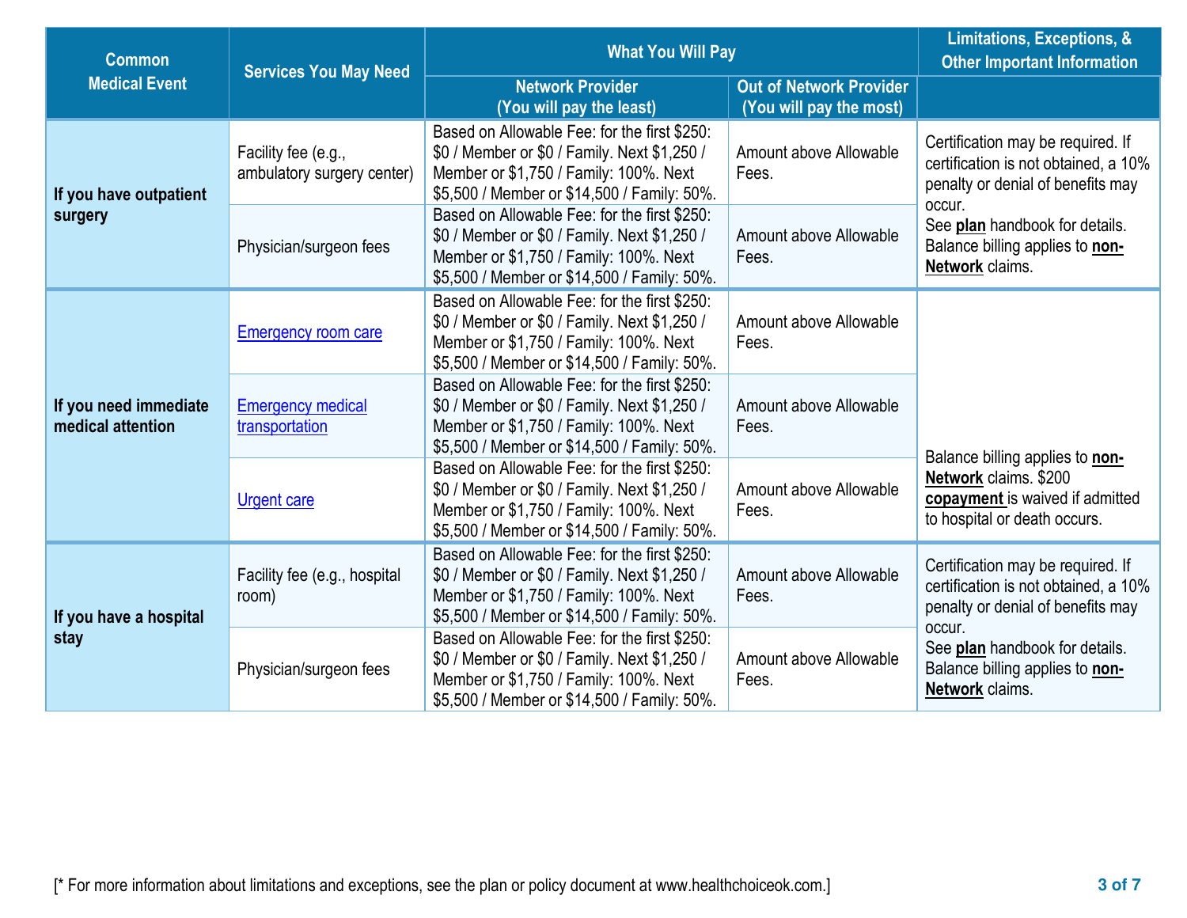| Common Medical Event | Services You May Need | What You Will Pay | | Limitations, Exceptions, & Other Important Information |
|---|---|---|---|---|
| | | Network Provider (You will pay the least) | Out of Network Provider (You will pay the most) | |
| **If you have outpatient surgery** | Facility fee (e.g., ambulatory surgery center) | Based on Allowable Fee: for the first $250: $0 / Member or $0 / Family. Next $1,250 / Member or $1,750 / Family: 100%. Next $5,500 / Member or $14,500 / Family: 50%. | Amount above Allowable Fees. | Certification may be required. If certification is not obtained, a 10% penalty or denial of benefits may occur. See **plan** handbook for details. Balance billing applies to **non-Network** claims. |
| | Physician/surgeon fees | Based on Allowable Fee: for the first $250: $0 / Member or $0 / Family. Next $1,250 / Member or $1,750 / Family: 100%. Next $5,500 / Member or $14,500 / Family: 50%. | Amount above Allowable Fees. | |
| **If you need immediate medical attention** | Emergency room care | Based on Allowable Fee: for the first $250: $0 / Member or $0 / Family. Next $1,250 / Member or $1,750 / Family: 100%. Next $5,500 / Member or $14,500 / Family: 50%. | Amount above Allowable Fees. | Balance billing applies to **non-Network** claims. $200 **copayment** is waived if admitted to hospital or death occurs. |
| | Emergency medical transportation | Based on Allowable Fee: for the first $250: $0 / Member or $0 / Family. Next $1,250 / Member or $1,750 / Family: 100%. Next $5,500 / Member or $14,500 / Family: 50%. | Amount above Allowable Fees. | |
| | Urgent care | Based on Allowable Fee: for the first $250: $0 / Member or $0 / Family. Next $1,250 / Member or $1,750 / Family: 100%. Next $5,500 / Member or $14,500 / Family: 50%. | Amount above Allowable Fees. | |
| **If you have a hospital stay** | Facility fee (e.g., hospital room) | Based on Allowable Fee: for the first $250: $0 / Member or $0 / Family. Next $1,250 / Member or $1,750 / Family: 100%. Next $5,500 / Member or $14,500 / Family: 50%. | Amount above Allowable Fees. | Certification may be required. If certification is not obtained, a 10% penalty or denial of benefits may occur. See **plan** handbook for details. Balance billing applies to **non-Network** claims. |
| | Physician/surgeon fees | Based on Allowable Fee: for the first $250: $0 / Member or $0 / Family. Next $1,250 / Member or $1,750 / Family: 100%. Next $5,500 / Member or $14,500 / Family: 50%. | Amount above Allowable Fees. | |

[* For more information about limitations and exceptions, see the plan or policy document at www.healthchoiceok.com.]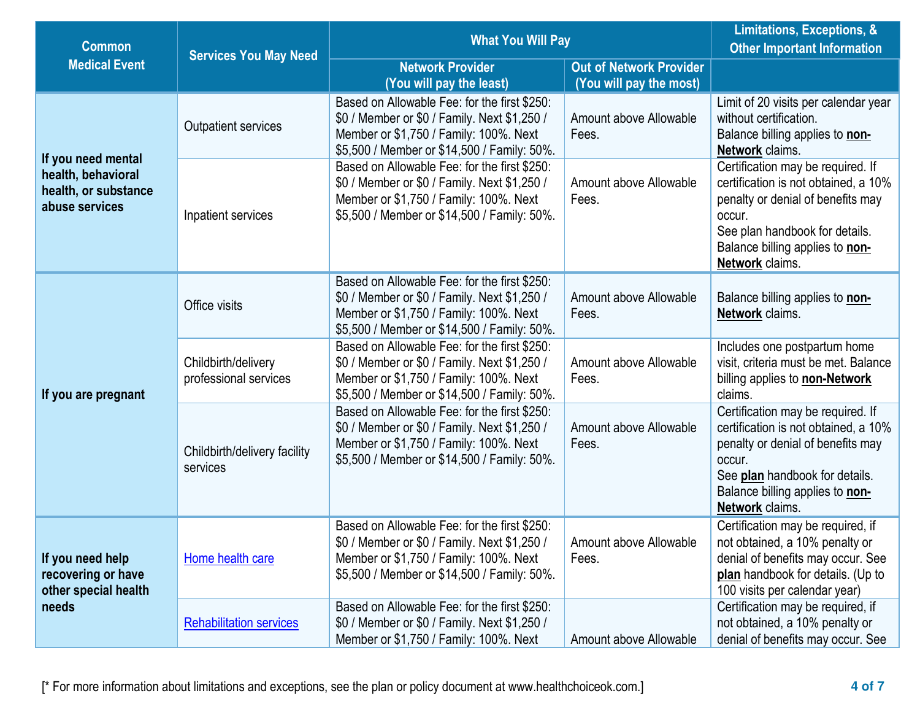| Common Medical Event | Services You May Need | What You Will Pay | | Limitations, Exceptions, & Other Important Information |
|---|---|---|---|---|
| | | Network Provider (You will pay the least) | Out of Network Provider (You will pay the most) | |
| If you need mental health, behavioral health, or substance abuse services | Outpatient services | Based on Allowable Fee: for the first $250: $0 / Member or $0 / Family. Next $1,250 / Member or $1,750 / Family: 100%. Next $5,500 / Member or $14,500 / Family: 50%. | Amount above Allowable Fees. | Limit of 20 visits per calendar year without certification. Balance billing applies to **non-Network** claims. |
| | Inpatient services | Based on Allowable Fee: for the first $250: $0 / Member or $0 / Family. Next $1,250 / Member or $1,750 / Family: 100%. Next $5,500 / Member or $14,500 / Family: 50%. | Amount above Allowable Fees. | Certification may be required. If certification is not obtained, a 10% penalty or denial of benefits may occur. See plan handbook for details. Balance billing applies to **non-Network** claims. |
| If you are pregnant | Office visits | Based on Allowable Fee: for the first $250: $0 / Member or $0 / Family. Next $1,250 / Member or $1,750 / Family: 100%. Next $5,500 / Member or $14,500 / Family: 50%. | Amount above Allowable Fees. | Balance billing applies to **non-Network** claims. |
| | Childbirth/delivery professional services | Based on Allowable Fee: for the first $250: $0 / Member or $0 / Family. Next $1,250 / Member or $1,750 / Family: 100%. Next $5,500 / Member or $14,500 / Family: 50%. | Amount above Allowable Fees. | Includes one postpartum home visit, criteria must be met. Balance billing applies to **non-Network** claims. |
| | Childbirth/delivery facility services | Based on Allowable Fee: for the first $250: $0 / Member or $0 / Family. Next $1,250 / Member or $1,750 / Family: 100%. Next $5,500 / Member or $14,500 / Family: 50%. | Amount above Allowable Fees. | Certification may be required. If certification is not obtained, a 10% penalty or denial of benefits may occur. See **plan** handbook for details. Balance billing applies to **non-Network** claims. |
| If you need help recovering or have other special health needs | Home health care | Based on Allowable Fee: for the first $250: $0 / Member or $0 / Family. Next $1,250 / Member or $1,750 / Family: 100%. Next $5,500 / Member or $14,500 / Family: 50%. | Amount above Allowable Fees. | Certification may be required, if not obtained, a 10% penalty or denial of benefits may occur. See **plan** handbook for details. (Up to 100 visits per calendar year) |
| | Rehabilitation services | Based on Allowable Fee: for the first $250: $0 / Member or $0 / Family. Next $1,250 / Member or $1,750 / Family: 100%. Next | Amount above Allowable | Certification may be required, if not obtained, a 10% penalty or denial of benefits may occur. See |

[* For more information about limitations and exceptions, see the plan or policy document at www.healthchoiceok.com.]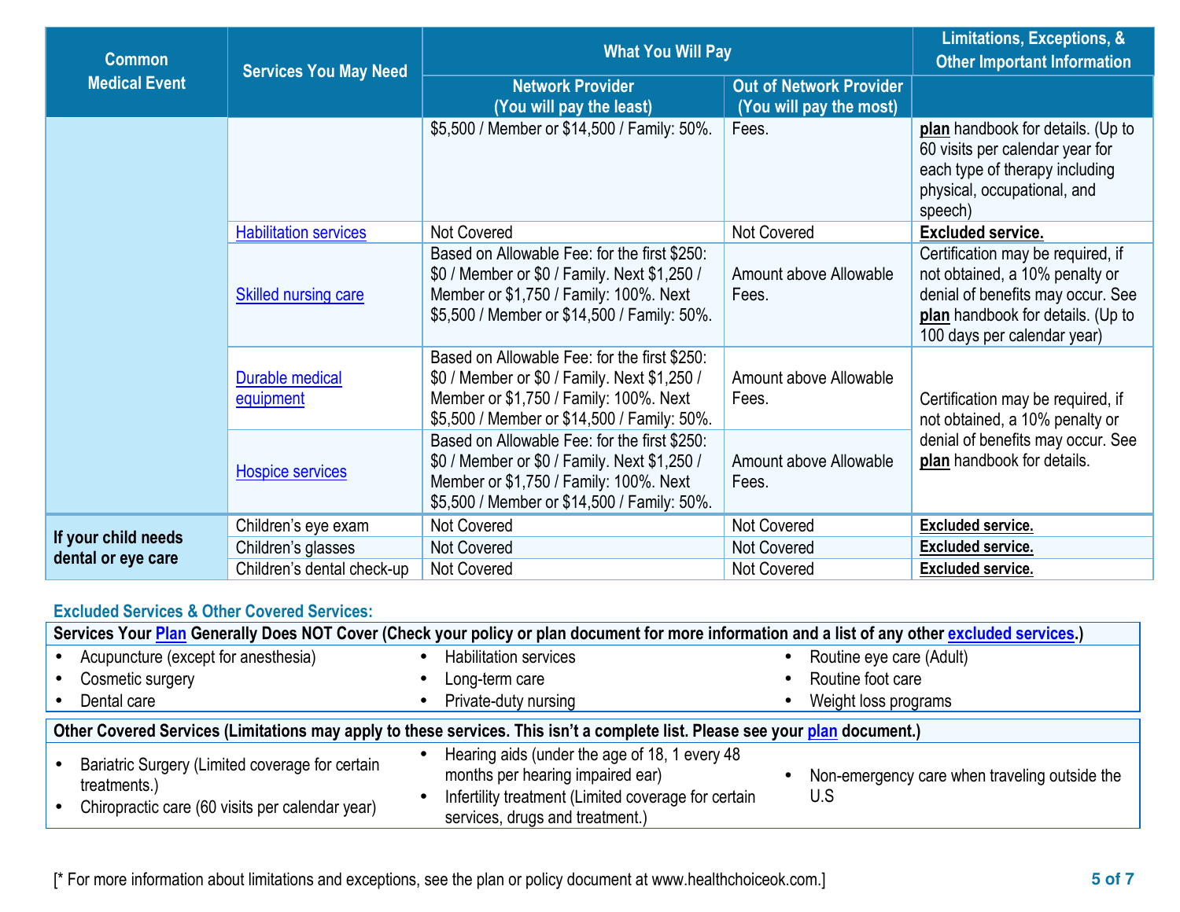| Common Medical Event | Services You May Need | What You Will Pay | | Limitations, Exceptions, & Other Important Information |
|---|---|---|---|---|
| | | Network Provider (You will pay the least) | Out of Network Provider (You will pay the most) | |
| | | $5,500 / Member or $14,500 / Family: 50%. | Fees. | **plan** handbook for details. (Up to 60 visits per calendar year for each type of therapy including physical, occupational, and speech) |
| | Habilitation services | Not Covered | Not Covered | **Excluded service.** |
| | Skilled nursing care | Based on Allowable Fee: for the first $250: $0 / Member or $0 / Family. Next $1,250 / Member or $1,750 / Family: 100%. Next $5,500 / Member or $14,500 / Family: 50%. | Amount above Allowable Fees. | Certification may be required, if not obtained, a 10% penalty or denial of benefits may occur. See **plan** handbook for details. (Up to 100 days per calendar year) |
| | Durable medical equipment | Based on Allowable Fee: for the first $250: $0 / Member or $0 / Family. Next $1,250 / Member or $1,750 / Family: 100%. Next $5,500 / Member or $14,500 / Family: 50%. | Amount above Allowable Fees. | Certification may be required, if not obtained, a 10% penalty or denial of benefits may occur. See **plan** handbook for details. |
| | Hospice services | Based on Allowable Fee: for the first $250: $0 / Member or $0 / Family. Next $1,250 / Member or $1,750 / Family: 100%. Next $5,500 / Member or $14,500 / Family: 50%. | Amount above Allowable Fees. | |
| If your child needs dental or eye care | Children's eye exam | Not Covered | Not Covered | **Excluded service.** |
| | Children's glasses | Not Covered | Not Covered | **Excluded service.** |
| | Children's dental check-up | Not Covered | Not Covered | **Excluded service.** |

## Excluded Services & Other Covered Services:

**Services Your Plan Generally Does NOT Cover (Check your policy or plan document for more information and a list of any other excluded services.)**

- Acupuncture (except for anesthesia)
- Cosmetic surgery
- Dental care
- Habilitation services
- Long-term care
- Private-duty nursing
- Routine eye care (Adult)
- Routine foot care
- Weight loss programs

**Other Covered Services (Limitations may apply to these services. This isn't a complete list. Please see your plan document.)**

- Bariatric Surgery (Limited coverage for certain treatments.)
- Chiropractic care (60 visits per calendar year)
- Hearing aids (under the age of 18, 1 every 48 months per hearing impaired ear)
- Infertility treatment (Limited coverage for certain services, drugs and treatment.)
- Non-emergency care when traveling outside the U.S

[* For more information about limitations and exceptions, see the plan or policy document at www.healthchoiceok.com.]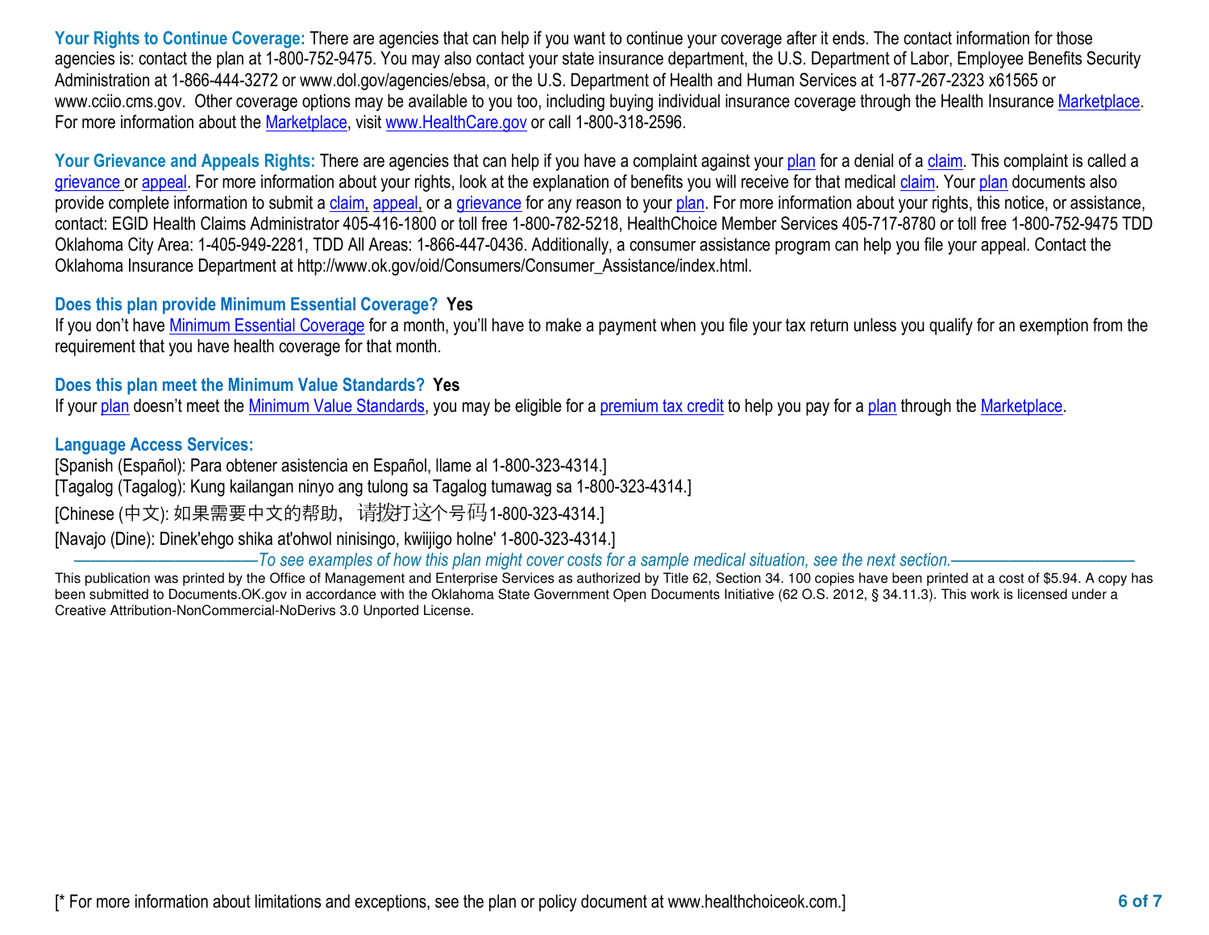**Your Rights to Continue Coverage:** There are agencies that can help if you want to continue your coverage after it ends. The contact information for those agencies is: contact the plan at 1-800-752-9475. You may also contact your state insurance department, the U.S. Department of Labor, Employee Benefits Security Administration at 1-866-444-3272 or www.dol.gov/agencies/ebsa, or the U.S. Department of Health and Human Services at 1-877-267-2323 x61565 or www.cciio.cms.gov. Other coverage options may be available to you too, including buying individual insurance coverage through the Health Insurance Marketplace. For more information about the Marketplace, visit www.HealthCare.gov or call 1-800-318-2596.

**Your Grievance and Appeals Rights:** There are agencies that can help if you have a complaint against your plan for a denial of a claim. This complaint is called a grievance or appeal. For more information about your rights, look at the explanation of benefits you will receive for that medical claim. Your plan documents also provide complete information to submit a claim, appeal, or a grievance for any reason to your plan. For more information about your rights, this notice, or assistance, contact: EGID Health Claims Administrator 405-416-1800 or toll free 1-800-782-5218, HealthChoice Member Services 405-717-8780 or toll free 1-800-752-9475 TDD Oklahoma City Area: 1-405-949-2281, TDD All Areas: 1-866-447-0436. Additionally, a consumer assistance program can help you file your appeal. Contact the Oklahoma Insurance Department at http://www.ok.gov/oid/Consumers/Consumer_Assistance/index.html.

**Does this plan provide Minimum Essential Coverage? Yes**

If you don't have Minimum Essential Coverage for a month, you'll have to make a payment when you file your tax return unless you qualify for an exemption from the requirement that you have health coverage for that month.

**Does this plan meet the Minimum Value Standards? Yes**

If your plan doesn't meet the Minimum Value Standards, you may be eligible for a premium tax credit to help you pay for a plan through the Marketplace.

**Language Access Services:**

[Spanish (Español): Para obtener asistencia en Español, llame al 1-800-323-4314.]
[Tagalog (Tagalog): Kung kailangan ninyo ang tulong sa Tagalog tumawag sa 1-800-323-4314.]
[Chinese (中文): 如果需要中文的帮助，请拨打这个号码1-800-323-4314.]
[Navajo (Dine): Dinek'ehgo shika at'ohwol ninisingo, kwiijigo holne' 1-800-323-4314.]

*——————————To see examples of how this plan might cover costs for a sample medical situation, see the next section.——————————*

This publication was printed by the Office of Management and Enterprise Services as authorized by Title 62, Section 34. 100 copies have been printed at a cost of $5.94. A copy has been submitted to Documents.OK.gov in accordance with the Oklahoma State Government Open Documents Initiative (62 O.S. 2012, § 34.11.3). This work is licensed under a Creative Attribution-NonCommercial-NoDerivs 3.0 Unported License.

[* For more information about limitations and exceptions, see the plan or policy document at www.healthchoiceok.com.]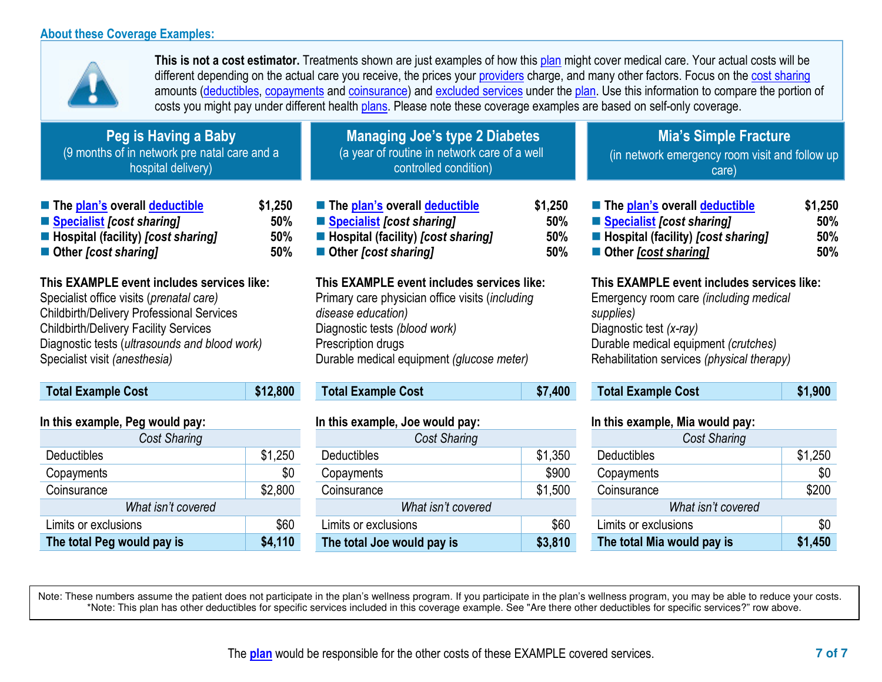## About these Coverage Examples:

**This is not a cost estimator.** Treatments shown are just examples of how this plan might cover medical care. Your actual costs will be different depending on the actual care you receive, the prices your providers charge, and many other factors. Focus on the cost sharing amounts (deductibles, copayments and coinsurance) and excluded services under the plan. Use this information to compare the portion of costs you might pay under different health plans. Please note these coverage examples are based on self-only coverage.

### Peg is Having a Baby
(9 months of in network pre natal care and a hospital delivery)

| | |
|---|---|
| **The plan's overall deductible** | **$1,250** |
| **Specialist *[cost sharing]*** | **50%** |
| **Hospital (facility) *[cost sharing]*** | **50%** |
| **Other *[cost sharing]*** | **50%** |

**This EXAMPLE event includes services like:**
Specialist office visits (*prenatal care)*
Childbirth/Delivery Professional Services
Childbirth/Delivery Facility Services
Diagnostic tests (*ultrasounds and blood work)*
Specialist visit *(anesthesia)*

| | |
|---|---|
| **Total Example Cost** | **$12,800** |

**In this example, Peg would pay:**

| *Cost Sharing* | |
|---|---|
| Deductibles | $1,250 |
| Copayments | $0 |
| Coinsurance | $2,800 |
| *What isn't covered* | |
| Limits or exclusions | $60 |
| **The total Peg would pay is** | **$4,110** |

### Managing Joe's type 2 Diabetes
(a year of routine in network care of a well controlled condition)

| | |
|---|---|
| **The plan's overall deductible** | **$1,250** |
| **Specialist *[cost sharing]*** | **50%** |
| **Hospital (facility) *[cost sharing]*** | **50%** |
| **Other *[cost sharing]*** | **50%** |

**This EXAMPLE event includes services like:**
Primary care physician office visits (*including disease education)*
Diagnostic tests *(blood work)*
Prescription drugs
Durable medical equipment *(glucose meter)*

| | |
|---|---|
| **Total Example Cost** | **$7,400** |

**In this example, Joe would pay:**

| *Cost Sharing* | |
|---|---|
| Deductibles | $1,350 |
| Copayments | $900 |
| Coinsurance | $1,500 |
| *What isn't covered* | |
| Limits or exclusions | $60 |
| **The total Joe would pay is** | **$3,810** |

### Mia's Simple Fracture
(in network emergency room visit and follow up care)

| | |
|---|---|
| **The plan's overall deductible** | **$1,250** |
| **Specialist *[cost sharing]*** | **50%** |
| **Hospital (facility) *[cost sharing]*** | **50%** |
| **Other *[cost sharing]*** | **50%** |

**This EXAMPLE event includes services like:**
Emergency room care *(including medical supplies)*
Diagnostic test *(x-ray)*
Durable medical equipment *(crutches)*
Rehabilitation services *(physical therapy)*

| | |
|---|---|
| **Total Example Cost** | **$1,900** |

**In this example, Mia would pay:**

| *Cost Sharing* | |
|---|---|
| Deductibles | $1,250 |
| Copayments | $0 |
| Coinsurance | $200 |
| *What isn't covered* | |
| Limits or exclusions | $0 |
| **The total Mia would pay is** | **$1,450** |

Note: These numbers assume the patient does not participate in the plan's wellness program. If you participate in the plan's wellness program, you may be able to reduce your costs.
*Note: This plan has other deductibles for specific services included in this coverage example. See "Are there other deductibles for specific services?" row above.

The plan would be responsible for the other costs of these EXAMPLE covered services.